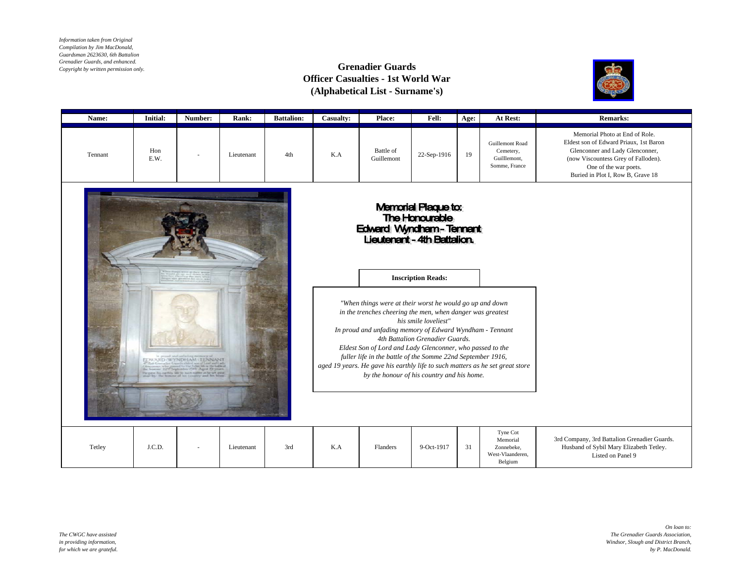*Information taken from Original Compilation by Jim MacDonald, Guardsman 2623630, 6th Battalion Grenadier Guards, and enhanced. Copyright by written permission only.*

# Grenadier Guards
## Officer Casualties - 1st World War
## (Alphabetical List - Surname's)

| Name: | Initial: | Number: | Rank: | Battalion: | Casualty: | Place: | Fell: | Age: | At Rest: | Remarks: |
|---|---|---|---|---|---|---|---|---|---|---|
| Tennant | Hon E.W. | - | Lieutenant | 4th | K.A | Battle of Guillemont | 22-Sep-1916 | 19 | Guillemont Road Cemetery, Guilllemont, Somme, France | Memorial Photo at End of Role. Eldest son of Edward Priaux, 1st Baron Glenconner and Lady Glenconner, (now Viscountess Grey of Falloden). One of the war poets. Buried in Plot I, Row B, Grave 18 |

**Memorial Plaque to: The Honourable Edward Wyndham - Tennant Lieutenant - 4th Battalion.**

**Inscription Reads:**

*"When things were at their worst he would go up and down in the trenches cheering the men, when danger was greatest his smile loveliest"*
*In proud and unfading memory of Edward Wyndham - Tennant 4th Battalion Grenadier Guards.*
*Eldest Son of Lord and Lady Glenconner, who passed to the fuller life in the battle of the Somme 22nd September 1916, aged 19 years. He gave his earthly life to such matters as he set great store by the honour of his country and his home.*

| Name: | Initial: | Number: | Rank: | Battalion: | Casualty: | Place: | Fell: | Age: | At Rest: | Remarks: |
|---|---|---|---|---|---|---|---|---|---|---|
| Tetley | J.C.D. | - | Lieutenant | 3rd | K.A | Flanders | 9-Oct-1917 | 31 | Tyne Cot Memorial Zonnebeke, West-Vlaanderen, Belgium | 3rd Company, 3rd Battalion Grenadier Guards. Husband of Sybil Mary Elizabeth Tetley. Listed on Panel 9 |

*The CWGC have assisted in providing information, for which we are grateful.*

*On loan to: The Grenadier Guards Association, Windsor, Slough and District Branch, by P. MacDonald.*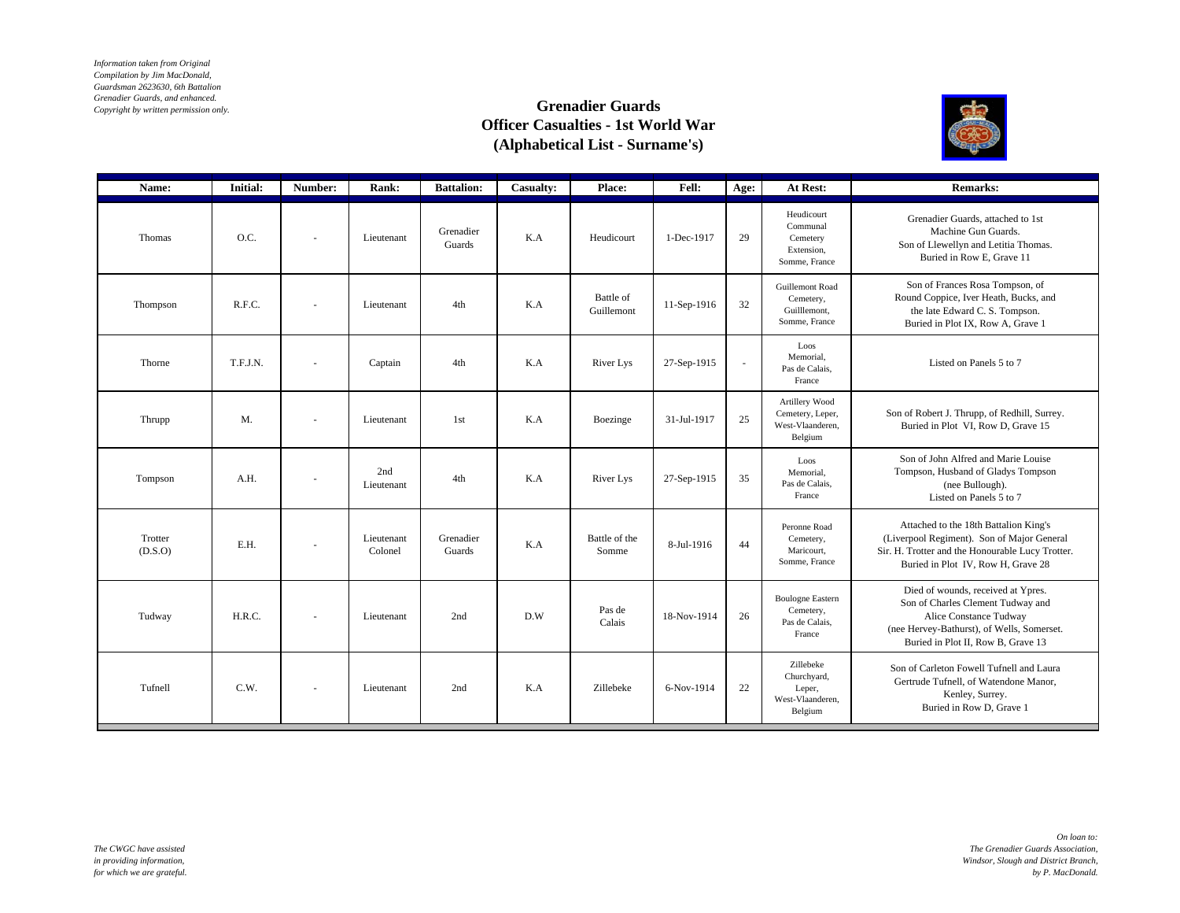*Information taken from Original Compilation by Jim MacDonald, Guardsman 2623630, 6th Battalion Grenadier Guards, and enhanced. Copyright by written permission only.*

# Grenadier Guards
## Officer Casualties - 1st World War
## (Alphabetical List - Surname's)

| Name: | Initial: | Number: | Rank: | Battalion: | Casualty: | Place: | Fell: | Age: | At Rest: | Remarks: |
|---|---|---|---|---|---|---|---|---|---|---|
| Thomas | O.C. | - | Lieutenant | Grenadier Guards | K.A | Heudicourt | 1-Dec-1917 | 29 | Heudicourt Communal Cemetery Extension, Somme, France | Grenadier Guards, attached to 1st Machine Gun Guards. Son of Llewellyn and Letitia Thomas. Buried in Row E, Grave 11 |
| Thompson | R.F.C. | - | Lieutenant | 4th | K.A | Battle of Guillemont | 11-Sep-1916 | 32 | Guillemont Road Cemetery, Guilllemont, Somme, France | Son of Frances Rosa Tompson, of Round Coppice, Iver Heath, Bucks, and the late Edward C. S. Tompson. Buried in Plot IX, Row A, Grave 1 |
| Thorne | T.F.J.N. | - | Captain | 4th | K.A | River Lys | 27-Sep-1915 | - | Loos Memorial, Pas de Calais, France | Listed on Panels 5 to 7 |
| Thrupp | M. | - | Lieutenant | 1st | K.A | Boezinge | 31-Jul-1917 | 25 | Artillery Wood Cemetery, Leper, West-Vlaanderen, Belgium | Son of Robert J. Thrupp, of Redhill, Surrey. Buried in Plot VI, Row D, Grave 15 |
| Tompson | A.H. | - | 2nd Lieutenant | 4th | K.A | River Lys | 27-Sep-1915 | 35 | Loos Memorial, Pas de Calais, France | Son of John Alfred and Marie Louise Tompson, Husband of Gladys Tompson (nee Bullough). Listed on Panels 5 to 7 |
| Trotter (D.S.O) | E.H. | - | Lieutenant Colonel | Grenadier Guards | K.A | Battle of the Somme | 8-Jul-1916 | 44 | Peronne Road Cemetery, Maricourt, Somme, France | Attached to the 18th Battalion King's (Liverpool Regiment). Son of Major General Sir. H. Trotter and the Honourable Lucy Trotter. Buried in Plot IV, Row H, Grave 28 |
| Tudway | H.R.C. | - | Lieutenant | 2nd | D.W | Pas de Calais | 18-Nov-1914 | 26 | Boulogne Eastern Cemetery, Pas de Calais, France | Died of wounds, received at Ypres. Son of Charles Clement Tudway and Alice Constance Tudway (nee Hervey-Bathurst), of Wells, Somerset. Buried in Plot II, Row B, Grave 13 |
| Tufnell | C.W. | - | Lieutenant | 2nd | K.A | Zillebeke | 6-Nov-1914 | 22 | Zillebeke Churchyard, Leper, West-Vlaanderen, Belgium | Son of Carleton Fowell Tufnell and Laura Gertrude Tufnell, of Watendone Manor, Kenley, Surrey. Buried in Row D, Grave 1 |

*The CWGC have assisted in providing information, for which we are grateful.*

*On loan to: The Grenadier Guards Association, Windsor, Slough and District Branch, by P. MacDonald.*